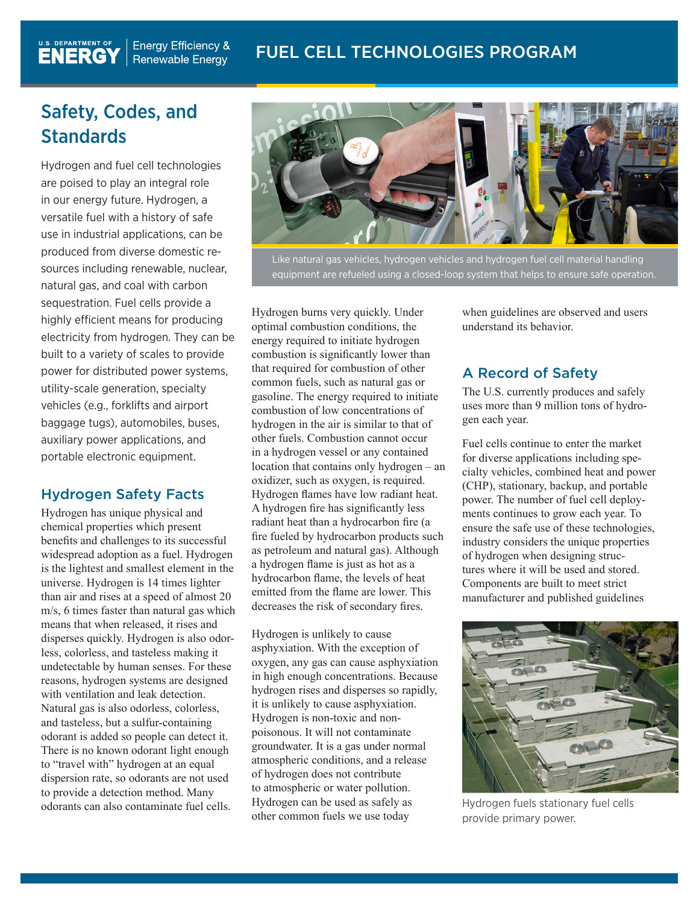# Safety, Codes, and Standards

Hydrogen and fuel cell technologies are poised to play an integral role in our energy future. Hydrogen, a versatile fuel with a history of safe use in industrial applications, can be produced from diverse domestic resources including renewable, nuclear, natural gas, and coal with carbon sequestration. Fuel cells provide a highly efficient means for producing electricity from hydrogen. They can be built to a variety of scales to provide power for distributed power systems, utility-scale generation, specialty vehicles (e.g., forklifts and airport baggage tugs), automobiles, buses, auxiliary power applications, and portable electronic equipment.

Like natural gas vehicles, hydrogen vehicles and hydrogen fuel cell material handling equipment are refueled using a closed-loop system that helps to ensure safe operation.

## Hydrogen Safety Facts

Hydrogen has unique physical and chemical properties which present benefits and challenges to its successful widespread adoption as a fuel. Hydrogen is the lightest and smallest element in the universe. Hydrogen is 14 times lighter than air and rises at a speed of almost 20 m/s, 6 times faster than natural gas which means that when released, it rises and disperses quickly. Hydrogen is also odorless, colorless, and tasteless making it undetectable by human senses. For these reasons, hydrogen systems are designed with ventilation and leak detection. Natural gas is also odorless, colorless, and tasteless, but a sulfur-containing odorant is added so people can detect it. There is no known odorant light enough to "travel with" hydrogen at an equal dispersion rate, so odorants are not used to provide a detection method. Many odorants can also contaminate fuel cells.

Hydrogen burns very quickly. Under optimal combustion conditions, the energy required to initiate hydrogen combustion is significantly lower than that required for combustion of other common fuels, such as natural gas or gasoline. The energy required to initiate combustion of low concentrations of hydrogen in the air is similar to that of other fuels. Combustion cannot occur in a hydrogen vessel or any contained location that contains only hydrogen – an oxidizer, such as oxygen, is required. Hydrogen flames have low radiant heat. A hydrogen fire has significantly less radiant heat than a hydrocarbon fire (a fire fueled by hydrocarbon products such as petroleum and natural gas). Although a hydrogen flame is just as hot as a hydrocarbon flame, the levels of heat emitted from the flame are lower. This decreases the risk of secondary fires.

Hydrogen is unlikely to cause asphyxiation. With the exception of oxygen, any gas can cause asphyxiation in high enough concentrations. Because hydrogen rises and disperses so rapidly, it is unlikely to cause asphyxiation. Hydrogen is non-toxic and non-poisonous. It will not contaminate groundwater. It is a gas under normal atmospheric conditions, and a release of hydrogen does not contribute to atmospheric or water pollution. Hydrogen can be used as safely as other common fuels we use today when guidelines are observed and users understand its behavior.

## A Record of Safety

The U.S. currently produces and safely uses more than 9 million tons of hydrogen each year.

Fuel cells continue to enter the market for diverse applications including specialty vehicles, combined heat and power (CHP), stationary, backup, and portable power. The number of fuel cell deployments continues to grow each year. To ensure the safe use of these technologies, industry considers the unique properties of hydrogen when designing structures where it will be used and stored. Components are built to meet strict manufacturer and published guidelines

Hydrogen fuels stationary fuel cells provide primary power.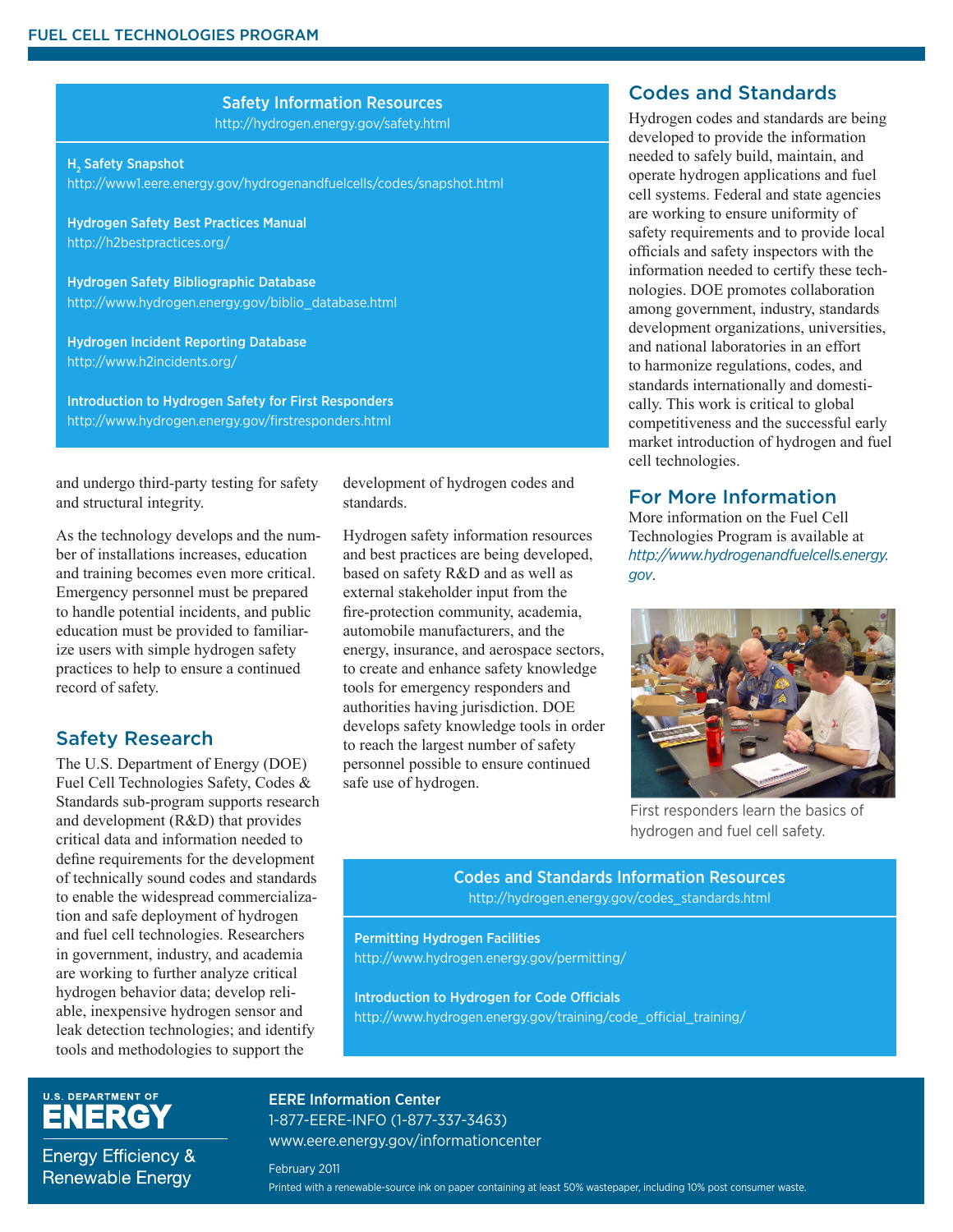## Safety Information Resources

http://hydrogen.energy.gov/safety.html

**$H_2$ Safety Snapshot**
http://www1.eere.energy.gov/hydrogenandfuelcells/codes/snapshot.html

**Hydrogen Safety Best Practices Manual**
http://h2bestpractices.org/

**Hydrogen Safety Bibliographic Database**
http://www.hydrogen.energy.gov/biblio_database.html

**Hydrogen Incident Reporting Database**
http://www.h2incidents.org/

**Introduction to Hydrogen Safety for First Responders**
http://www.hydrogen.energy.gov/firstresponders.html

and undergo third-party testing for safety and structural integrity.

As the technology develops and the number of installations increases, education and training becomes even more critical. Emergency personnel must be prepared to handle potential incidents, and public education must be provided to familiarize users with simple hydrogen safety practices to help to ensure a continued record of safety.

## Safety Research

The U.S. Department of Energy (DOE) Fuel Cell Technologies Safety, Codes & Standards sub-program supports research and development (R&D) that provides critical data and information needed to define requirements for the development of technically sound codes and standards to enable the widespread commercialization and safe deployment of hydrogen and fuel cell technologies. Researchers in government, industry, and academia are working to further analyze critical hydrogen behavior data; develop reliable, inexpensive hydrogen sensor and leak detection technologies; and identify tools and methodologies to support the development of hydrogen codes and standards.

Hydrogen safety information resources and best practices are being developed, based on safety R&D and as well as external stakeholder input from the fire-protection community, academia, automobile manufacturers, and the energy, insurance, and aerospace sectors, to create and enhance safety knowledge tools for emergency responders and authorities having jurisdiction. DOE develops safety knowledge tools in order to reach the largest number of safety personnel possible to ensure continued safe use of hydrogen.

## Codes and Standards

Hydrogen codes and standards are being developed to provide the information needed to safely build, maintain, and operate hydrogen applications and fuel cell systems. Federal and state agencies are working to ensure uniformity of safety requirements and to provide local officials and safety inspectors with the information needed to certify these technologies. DOE promotes collaboration among government, industry, standards development organizations, universities, and national laboratories in an effort to harmonize regulations, codes, and standards internationally and domestically. This work is critical to global competitiveness and the successful early market introduction of hydrogen and fuel cell technologies.

## For More Information

More information on the Fuel Cell Technologies Program is available at *http://www.hydrogenandfuelcells.energy.gov*.

First responders learn the basics of hydrogen and fuel cell safety.

## Codes and Standards Information Resources

http://hydrogen.energy.gov/codes_standards.html

**Permitting Hydrogen Facilities**
http://www.hydrogen.energy.gov/permitting/

**Introduction to Hydrogen for Code Officials**
http://www.hydrogen.energy.gov/training/code_official_training/

U.S. DEPARTMENT OF ENERGY
Energy Efficiency & Renewable Energy

**EERE Information Center**
1-877-EERE-INFO (1-877-337-3463)
www.eere.energy.gov/informationcenter

February 2011

Printed with a renewable-source ink on paper containing at least 50% wastepaper, including 10% post consumer waste.